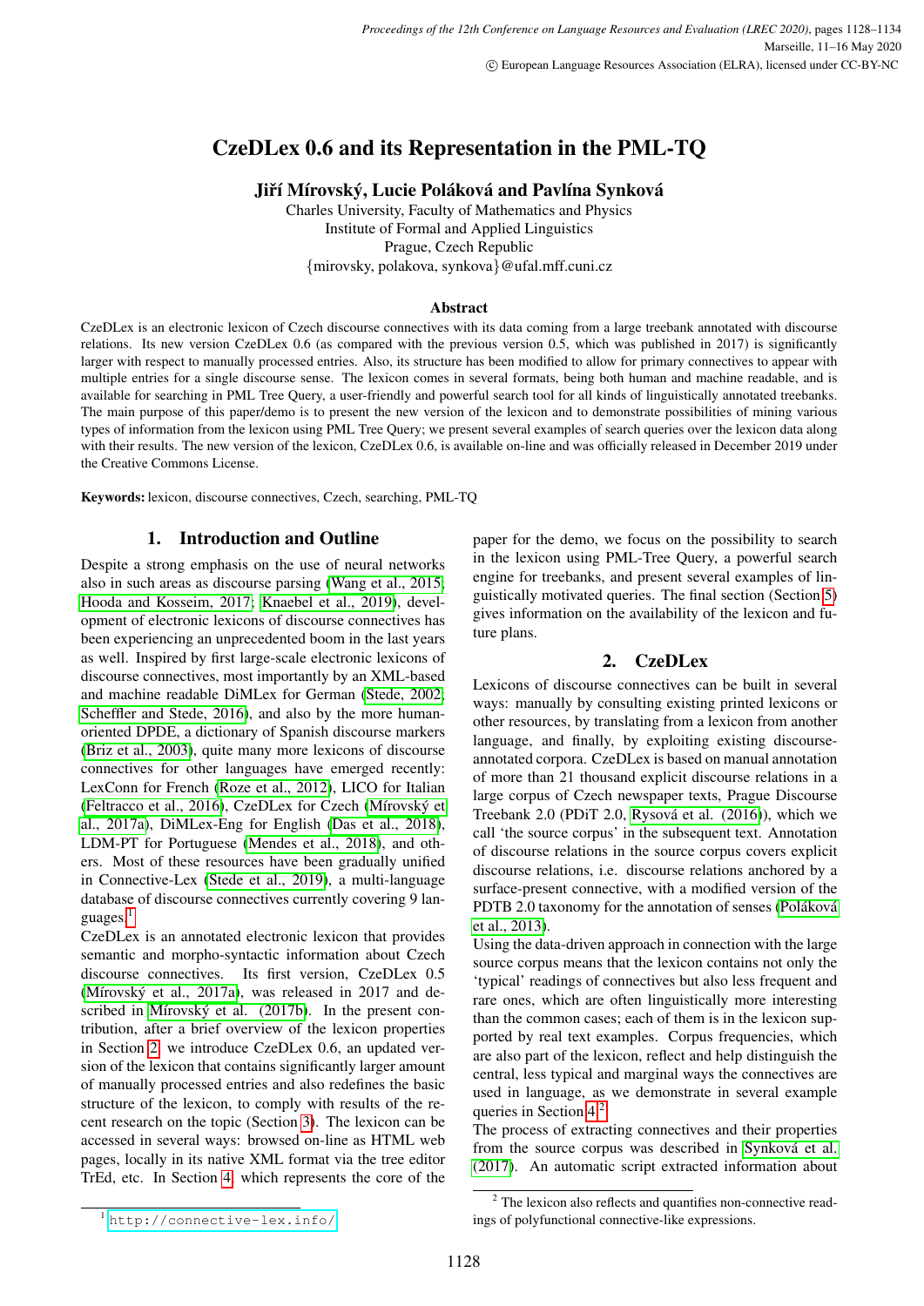# CzeDLex 0.6 and its Representation in the PML-TQ

**Jiří Mírovský, Lucie Poláková and Pavlína Synková**

Charles University, Faculty of Mathematics and Physics
Institute of Formal and Applied Linguistics
Prague, Czech Republic
{mirovsky, polakova, synkova}@ufal.mff.cuni.cz

### Abstract

CzeDLex is an electronic lexicon of Czech discourse connectives with its data coming from a large treebank annotated with discourse relations. Its new version CzeDLex 0.6 (as compared with the previous version 0.5, which was published in 2017) is significantly larger with respect to manually processed entries. Also, its structure has been modified to allow for primary connectives to appear with multiple entries for a single discourse sense. The lexicon comes in several formats, being both human and machine readable, and is available for searching in PML Tree Query, a user-friendly and powerful search tool for all kinds of linguistically annotated treebanks. The main purpose of this paper/demo is to present the new version of the lexicon and to demonstrate possibilities of mining various types of information from the lexicon using PML Tree Query; we present several examples of search queries over the lexicon data along with their results. The new version of the lexicon, CzeDLex 0.6, is available on-line and was officially released in December 2019 under the Creative Commons License.

**Keywords:** lexicon, discourse connectives, Czech, searching, PML-TQ

## 1. Introduction and Outline

Despite a strong emphasis on the use of neural networks also in such areas as discourse parsing (Wang et al., 2015; Hooda and Kosseim, 2017; Knaebel et al., 2019), development of electronic lexicons of discourse connectives has been experiencing an unprecedented boom in the last years as well. Inspired by first large-scale electronic lexicons of discourse connectives, most importantly by an XML-based and machine readable DiMLex for German (Stede, 2002; Scheffler and Stede, 2016), and also by the more human-oriented DPDE, a dictionary of Spanish discourse markers (Briz et al., 2003), quite many more lexicons of discourse connectives for other languages have emerged recently: LexConn for French (Roze et al., 2012), LICO for Italian (Feltracco et al., 2016), CzeDLex for Czech (Mírovský et al., 2017a), DiMLex-Eng for English (Das et al., 2018), LDM-PT for Portuguese (Mendes et al., 2018), and others. Most of these resources have been gradually unified in Connective-Lex (Stede et al., 2019), a multi-language database of discourse connectives currently covering 9 languages.[1]

CzeDLex is an annotated electronic lexicon that provides semantic and morpho-syntactic information about Czech discourse connectives. Its first version, CzeDLex 0.5 (Mírovský et al., 2017a), was released in 2017 and described in Mírovský et al. (2017b). In the present contribution, after a brief overview of the lexicon properties in Section 2, we introduce CzeDLex 0.6, an updated version of the lexicon that contains significantly larger amount of manually processed entries and also redefines the basic structure of the lexicon, to comply with results of the recent research on the topic (Section 3). The lexicon can be accessed in several ways: browsed on-line as HTML web pages, locally in its native XML format via the tree editor TrEd, etc. In Section 4, which represents the core of the paper for the demo, we focus on the possibility to search in the lexicon using PML-Tree Query, a powerful search engine for treebanks, and present several examples of linguistically motivated queries. The final section (Section 5) gives information on the availability of the lexicon and future plans.

## 2. CzeDLex

Lexicons of discourse connectives can be built in several ways: manually by consulting existing printed lexicons or other resources, by translating from a lexicon from another language, and finally, by exploiting existing discourse-annotated corpora. CzeDLex is based on manual annotation of more than 21 thousand explicit discourse relations in a large corpus of Czech newspaper texts, Prague Discourse Treebank 2.0 (PDiT 2.0, Rysová et al. (2016)), which we call 'the source corpus' in the subsequent text. Annotation of discourse relations in the source corpus covers explicit discourse relations, i.e. discourse relations anchored by a surface-present connective, with a modified version of the PDTB 2.0 taxonomy for the annotation of senses (Poláková et al., 2013).

Using the data-driven approach in connection with the large source corpus means that the lexicon contains not only the 'typical' readings of connectives but also less frequent and rare ones, which are often linguistically more interesting than the common cases; each of them is in the lexicon supported by real text examples. Corpus frequencies, which are also part of the lexicon, reflect and help distinguish the central, less typical and marginal ways the connectives are used in language, as we demonstrate in several example queries in Section 4.[2]

The process of extracting connectives and their properties from the source corpus was described in Synková et al. (2017). An automatic script extracted information about

[1] http://connective-lex.info/

[2] The lexicon also reflects and quantifies non-connective readings of polyfunctional connective-like expressions.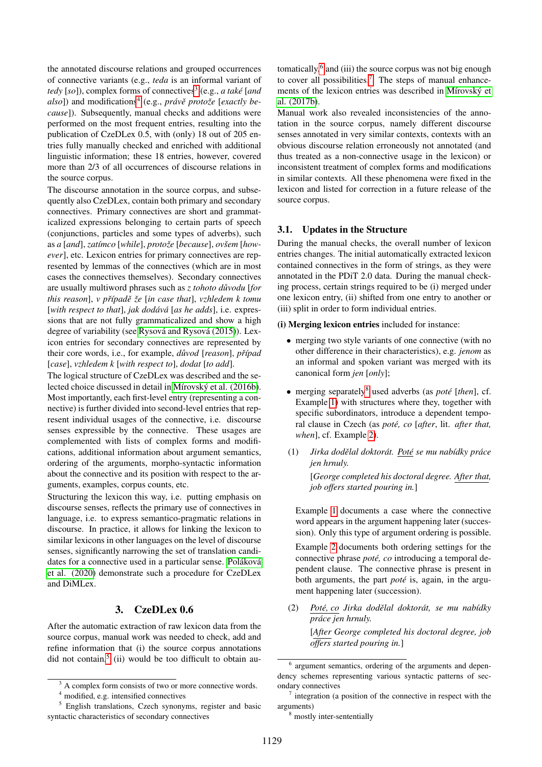the annotated discourse relations and grouped occurrences of connective variants (e.g., *teda* is an informal variant of *tedy* [*so*]), complex forms of connectives[3] (e.g., *a také* [*and also*]) and modifications[4] (e.g., *právě protože* [*exactly because*]). Subsequently, manual checks and additions were performed on the most frequent entries, resulting into the publication of CzeDLex 0.5, with (only) 18 out of 205 entries fully manually checked and enriched with additional linguistic information; these 18 entries, however, covered more than 2/3 of all occurrences of discourse relations in the source corpus.

The discourse annotation in the source corpus, and subsequently also CzeDLex, contain both primary and secondary connectives. Primary connectives are short and grammaticalized expressions belonging to certain parts of speech (conjunctions, particles and some types of adverbs), such as *a* [*and*], *zatímco* [*while*], *protože* [*because*], *ovšem* [*however*], etc. Lexicon entries for primary connectives are represented by lemmas of the connectives (which are in most cases the connectives themselves). Secondary connectives are usually multiword phrases such as *z tohoto důvodu* [*for this reason*], *v případě že* [*in case that*], *vzhledem k tomu* [*with respect to that*], *jak dodává* [*as he adds*], i.e. expressions that are not fully grammaticalized and show a high degree of variability (see Rysová and Rysová (2015)). Lexicon entries for secondary connectives are represented by their core words, i.e., for example, *důvod* [*reason*], *případ* [*case*], *vzhledem k* [*with respect to*], *dodat* [*to add*].

The logical structure of CzeDLex was described and the selected choice discussed in detail in Mírovský et al. (2016b). Most importantly, each first-level entry (representing a connective) is further divided into second-level entries that represent individual usages of the connective, i.e. discourse senses expressible by the connective. These usages are complemented with lists of complex forms and modifications, additional information about argument semantics, ordering of the arguments, morpho-syntactic information about the connective and its position with respect to the arguments, examples, corpus counts, etc.

Structuring the lexicon this way, i.e. putting emphasis on discourse senses, reflects the primary use of connectives in language, i.e. to express semantico-pragmatic relations in discourse. In practice, it allows for linking the lexicon to similar lexicons in other languages on the level of discourse senses, significantly narrowing the set of translation candidates for a connective used in a particular sense. Poláková et al. (2020) demonstrate such a procedure for CzeDLex and DiMLex.

## 3. CzeDLex 0.6

After the automatic extraction of raw lexicon data from the source corpus, manual work was needed to check, add and refine information that (i) the source corpus annotations did not contain,[5] (ii) would be too difficult to obtain automatically,[6] and (iii) the source corpus was not big enough to cover all possibilities.[7] The steps of manual enhancements of the lexicon entries was described in Mírovský et al. (2017b).

Manual work also revealed inconsistencies of the annotation in the source corpus, namely different discourse senses annotated in very similar contexts, contexts with an obvious discourse relation erroneously not annotated (and thus treated as a non-connective usage in the lexicon) or inconsistent treatment of complex forms and modifications in similar contexts. All these phenomena were fixed in the lexicon and listed for correction in a future release of the source corpus.

### 3.1. Updates in the Structure

During the manual checks, the overall number of lexicon entries changes. The initial automatically extracted lexicon contained connectives in the form of strings, as they were annotated in the PDiT 2.0 data. During the manual checking process, certain strings required to be (i) merged under one lexicon entry, (ii) shifted from one entry to another or (iii) split in order to form individual entries.

**(i) Merging lexicon entries** included for instance:

- merging two style variants of one connective (with no other difference in their characteristics), e.g. *jenom* as an informal and spoken variant was merged with its canonical form *jen* [*only*];
- merging separately[8] used adverbs (as *poté* [*then*], cf. Example 1) with structures where they, together with specific subordinators, introduce a dependent temporal clause in Czech (as *poté, co* [*after*, lit. *after that, when*], cf. Example 2).

(1) *Jirka dodělal doktorát. Poté se mu nabídky práce jen hrnuly.*
[*George completed his doctoral degree. After that, job offers started pouring in.*]

Example 1 documents a case where the connective word appears in the argument happening later (succession). Only this type of argument ordering is possible.

Example 2 documents both ordering settings for the connective phrase *poté, co* introducing a temporal dependent clause. The connective phrase is present in both arguments, the part *poté* is, again, in the argument happening later (succession).

(2) *Poté, co Jirka dodělal doktorát, se mu nabídky práce jen hrnuly.*
[*After George completed his doctoral degree, job offers started pouring in.*]

[3] A complex form consists of two or more connective words.

[4] modified, e.g. intensified connectives

[5] English translations, Czech synonyms, register and basic syntactic characteristics of secondary connectives

[6] argument semantics, ordering of the arguments and dependency schemes representing various syntactic patterns of secondary connectives

[7] integration (a position of the connective in respect with the arguments)

[8] mostly inter-sententially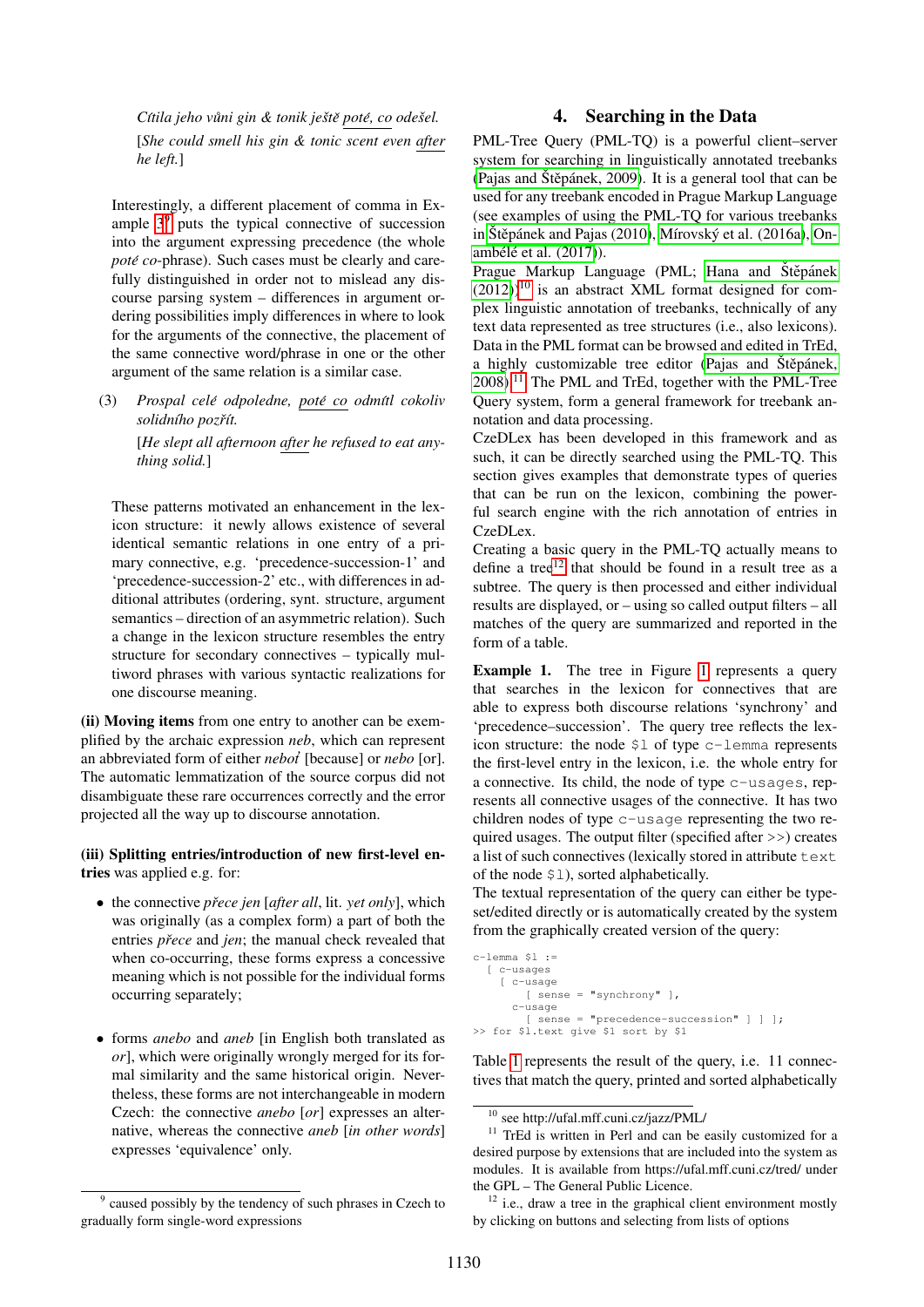*Cítila jeho vůni gin & tonik ještě poté, co odešel.*

[*She could smell his gin & tonic scent even after he left.*]

Interestingly, a different placement of comma in Example 3[9] puts the typical connective of succession into the argument expressing precedence (the whole *poté co*-phrase). Such cases must be clearly and carefully distinguished in order not to mislead any discourse parsing system – differences in argument ordering possibilities imply differences in where to look for the arguments of the connective, the placement of the same connective word/phrase in one or the other argument of the same relation is a similar case.

(3) *Prospal celé odpoledne, poté co odmítl cokoliv solidního pozřít.*

[*He slept all afternoon after he refused to eat anything solid.*]

These patterns motivated an enhancement in the lexicon structure: it newly allows existence of several identical semantic relations in one entry of a primary connective, e.g. 'precedence-succession-1' and 'precedence-succession-2' etc., with differences in additional attributes (ordering, synt. structure, argument semantics – direction of an asymmetric relation). Such a change in the lexicon structure resembles the entry structure for secondary connectives – typically multiword phrases with various syntactic realizations for one discourse meaning.

**(ii) Moving items** from one entry to another can be exemplified by the archaic expression *neb*, which can represent an abbreviated form of either *neboť* [because] or *nebo* [or]. The automatic lemmatization of the source corpus did not disambiguate these rare occurrences correctly and the error projected all the way up to discourse annotation.

**(iii) Splitting entries/introduction of new first-level entries** was applied e.g. for:

- the connective *přece jen* [*after all*, lit. *yet only*], which was originally (as a complex form) a part of both the entries *přece* and *jen*; the manual check revealed that when co-occurring, these forms express a concessive meaning which is not possible for the individual forms occurring separately;
- forms *anebo* and *aneb* [in English both translated as *or*], which were originally wrongly merged for its formal similarity and the same historical origin. Nevertheless, these forms are not interchangeable in modern Czech: the connective *anebo* [*or*] expresses an alternative, whereas the connective *aneb* [*in other words*] expresses 'equivalence' only.

[9] caused possibly by the tendency of such phrases in Czech to gradually form single-word expressions

## 4. Searching in the Data

PML-Tree Query (PML-TQ) is a powerful client–server system for searching in linguistically annotated treebanks (Pajas and Štěpánek, 2009). It is a general tool that can be used for any treebank encoded in Prague Markup Language (see examples of using the PML-TQ for various treebanks in Štěpánek and Pajas (2010), Mírovský et al. (2016a), Onambélé et al. (2017)).

Prague Markup Language (PML; Hana and Štěpánek (2012))[10] is an abstract XML format designed for complex linguistic annotation of treebanks, technically of any text data represented as tree structures (i.e., also lexicons). Data in the PML format can be browsed and edited in TrEd, a highly customizable tree editor (Pajas and Štěpánek, 2008).[11] The PML and TrEd, together with the PML-Tree Query system, form a general framework for treebank annotation and data processing.

CzeDLex has been developed in this framework and as such, it can be directly searched using the PML-TQ. This section gives examples that demonstrate types of queries that can be run on the lexicon, combining the powerful search engine with the rich annotation of entries in CzeDLex.

Creating a basic query in the PML-TQ actually means to define a tree[12] that should be found in a result tree as a subtree. The query is then processed and either individual results are displayed, or – using so called output filters – all matches of the query are summarized and reported in the form of a table.

**Example 1.** The tree in Figure 1 represents a query that searches in the lexicon for connectives that are able to express both discourse relations 'synchrony' and 'precedence–succession'. The query tree reflects the lexicon structure: the node `$1` of type `c-lemma` represents the first-level entry in the lexicon, i.e. the whole entry for a connective. Its child, the node of type `c-usages`, represents all connective usages of the connective. It has two children nodes of type `c-usage` representing the two required usages. The output filter (specified after `>>`) creates a list of such connectives (lexically stored in attribute `text` of the node `$1`), sorted alphabetically.

The textual representation of the query can either be typeset/edited directly or is automatically created by the system from the graphically created version of the query:

```
c-lemma $1 :=
  [ c-usages
    [ c-usage
        [ sense = "synchrony" ],
      c-usage
        [ sense = "precedence-succession" ] ] ];
>> for $1.text give $1 sort by $1
```

Table 1 represents the result of the query, i.e. 11 connectives that match the query, printed and sorted alphabetically

[10] see http://ufal.mff.cuni.cz/jazz/PML/

[11] TrEd is written in Perl and can be easily customized for a desired purpose by extensions that are included into the system as modules. It is available from https://ufal.mff.cuni.cz/tred/ under the GPL – The General Public Licence.

[12] i.e., draw a tree in the graphical client environment mostly by clicking on buttons and selecting from lists of options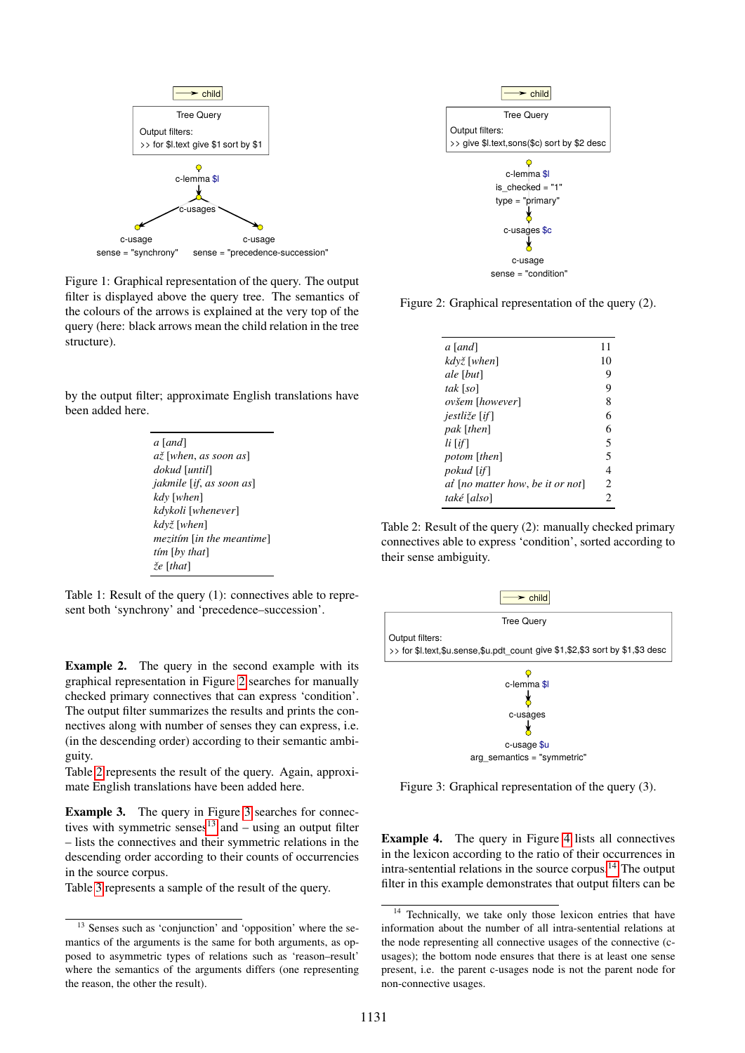Figure 1: Graphical representation of the query. The output filter is displayed above the query tree. The semantics of the colours of the arrows is explained at the very top of the query (here: black arrows mean the child relation in the tree structure).

by the output filter; approximate English translations have been added here.

| |
|---|
| *a* [*and*] |
| *až* [*when, as soon as*] |
| *dokud* [*until*] |
| *jakmile* [*if, as soon as*] |
| *kdy* [*when*] |
| *kdykoli* [*whenever*] |
| *když* [*when*] |
| *mezitím* [*in the meantime*] |
| *tím* [*by that*] |
| *že* [*that*] |

Table 1: Result of the query (1): connectives able to represent both 'synchrony' and 'precedence–succession'.

**Example 2.** The query in the second example with its graphical representation in Figure 2 searches for manually checked primary connectives that can express 'condition'. The output filter summarizes the results and prints the connectives along with number of senses they can express, i.e. (in the descending order) according to their semantic ambiguity.

Table 2 represents the result of the query. Again, approximate English translations have been added here.

**Example 3.** The query in Figure 3 searches for connectives with symmetric senses[13] and – using an output filter – lists the connectives and their symmetric relations in the descending order according to their counts of occurrences in the source corpus.

Table 3 represents a sample of the result of the query.

[13] Senses such as 'conjunction' and 'opposition' where the semantics of the arguments is the same for both arguments, as opposed to asymmetric types of relations such as 'reason–result' where the semantics of the arguments differs (one representing the reason, the other the result).

Figure 2: Graphical representation of the query (2).

| | |
|---|---|
| *a* [*and*] | 11 |
| *když* [*when*] | 10 |
| *ale* [*but*] | 9 |
| *tak* [*so*] | 9 |
| *ovšem* [*however*] | 8 |
| *jestliže* [*if*] | 6 |
| *pak* [*then*] | 6 |
| *li* [*if*] | 5 |
| *potom* [*then*] | 5 |
| *pokud* [*if*] | 4 |
| *ať* [*no matter how, be it or not*] | 2 |
| *také* [*also*] | 2 |

Table 2: Result of the query (2): manually checked primary connectives able to express 'condition', sorted according to their sense ambiguity.

Figure 3: Graphical representation of the query (3).

**Example 4.** The query in Figure 4 lists all connectives in the lexicon according to the ratio of their occurrences in intra-sentential relations in the source corpus.[14] The output filter in this example demonstrates that output filters can be

[14] Technically, we take only those lexicon entries that have information about the number of all intra-sentential relations at the node representing all connective usages of the connective (c-usages); the bottom node ensures that there is at least one sense present, i.e. the parent c-usages node is not the parent node for non-connective usages.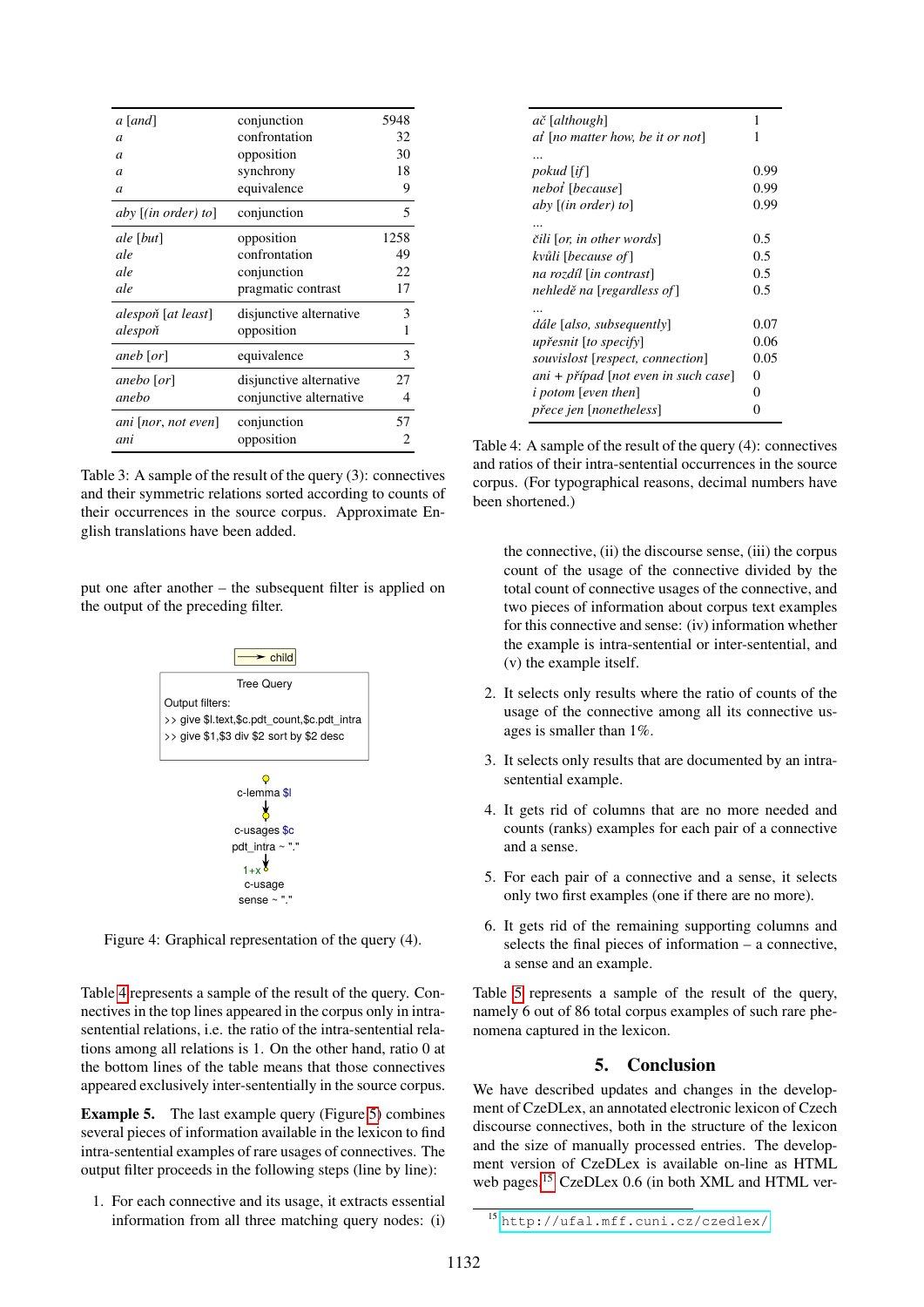| | | |
|---|---|---|
| *a* [*and*] | conjunction | 5948 |
| *a* | confrontation | 32 |
| *a* | opposition | 30 |
| *a* | synchrony | 18 |
| *a* | equivalence | 9 |
| *aby* [*(in order) to*] | conjunction | 5 |
| *ale* [*but*] | opposition | 1258 |
| *ale* | confrontation | 49 |
| *ale* | conjunction | 22 |
| *ale* | pragmatic contrast | 17 |
| *alespoň* [*at least*] | disjunctive alternative | 3 |
| *alespoň* | opposition | 1 |
| *aneb* [*or*] | equivalence | 3 |
| *anebo* [*or*] | disjunctive alternative | 27 |
| *anebo* | conjunctive alternative | 4 |
| *ani* [*nor, not even*] | conjunction | 57 |
| *ani* | opposition | 2 |

Table 3: A sample of the result of the query (3): connectives and their symmetric relations sorted according to counts of their occurrences in the source corpus. Approximate English translations have been added.

put one after another – the subsequent filter is applied on the output of the preceding filter.

```
child

Tree Query
Output filters:
>> give $l.text,$c.pdt_count,$c.pdt_intra
>> give $1,$3 div $2 sort by $2 desc

c-lemma $l
c-usages $c
pdt_intra ~ "."
1+x
c-usage
sense ~ "."
```

Figure 4: Graphical representation of the query (4).

Table 4 represents a sample of the result of the query. Connectives in the top lines appeared in the corpus only in intra-sentential relations, i.e. the ratio of the intra-sentential relations among all relations is 1. On the other hand, ratio 0 at the bottom lines of the table means that those connectives appeared exclusively inter-sententially in the source corpus.

**Example 5.** The last example query (Figure 5) combines several pieces of information available in the lexicon to find intra-sentential examples of rare usages of connectives. The output filter proceeds in the following steps (line by line):

1. For each connective and its usage, it extracts essential information from all three matching query nodes: (i) the connective, (ii) the discourse sense, (iii) the corpus count of the usage of the connective divided by the total count of connective usages of the connective, and two pieces of information about corpus text examples for this connective and sense: (iv) information whether the example is intra-sentential or inter-sentential, and (v) the example itself.
2. It selects only results where the ratio of counts of the usage of the connective among all its connective usages is smaller than 1%.
3. It selects only results that are documented by an intra-sentential example.
4. It gets rid of columns that are no more needed and counts (ranks) examples for each pair of a connective and a sense.
5. For each pair of a connective and a sense, it selects only two first examples (one if there are no more).
6. It gets rid of the remaining supporting columns and selects the final pieces of information – a connective, a sense and an example.

| | |
|---|---|
| *ač* [*although*] | 1 |
| *ať* [*no matter how, be it or not*] | 1 |
| ... | |
| *pokud* [*if*] | 0.99 |
| *neboť* [*because*] | 0.99 |
| *aby* [*(in order) to*] | 0.99 |
| ... | |
| *čili* [*or, in other words*] | 0.5 |
| *kvůli* [*because of*] | 0.5 |
| *na rozdíl* [*in contrast*] | 0.5 |
| *nehledě na* [*regardless of*] | 0.5 |
| ... | |
| *dále* [*also, subsequently*] | 0.07 |
| *upřesnit* [*to specify*] | 0.06 |
| *souvislost* [*respect, connection*] | 0.05 |
| *ani + případ* [*not even in such case*] | 0 |
| *i potom* [*even then*] | 0 |
| *přece jen* [*nonetheless*] | 0 |

Table 4: A sample of the result of the query (4): connectives and ratios of their intra-sentential occurrences in the source corpus. (For typographical reasons, decimal numbers have been shortened.)

Table 5 represents a sample of the result of the query, namely 6 out of 86 total corpus examples of such rare phenomena captured in the lexicon.

## 5. Conclusion

We have described updates and changes in the development of CzeDLex, an annotated electronic lexicon of Czech discourse connectives, both in the structure of the lexicon and the size of manually processed entries. The development version of CzeDLex is available on-line as HTML web pages.[15] CzeDLex 0.6 (in both XML and HTML ver-

[15] http://ufal.mff.cuni.cz/czedlex/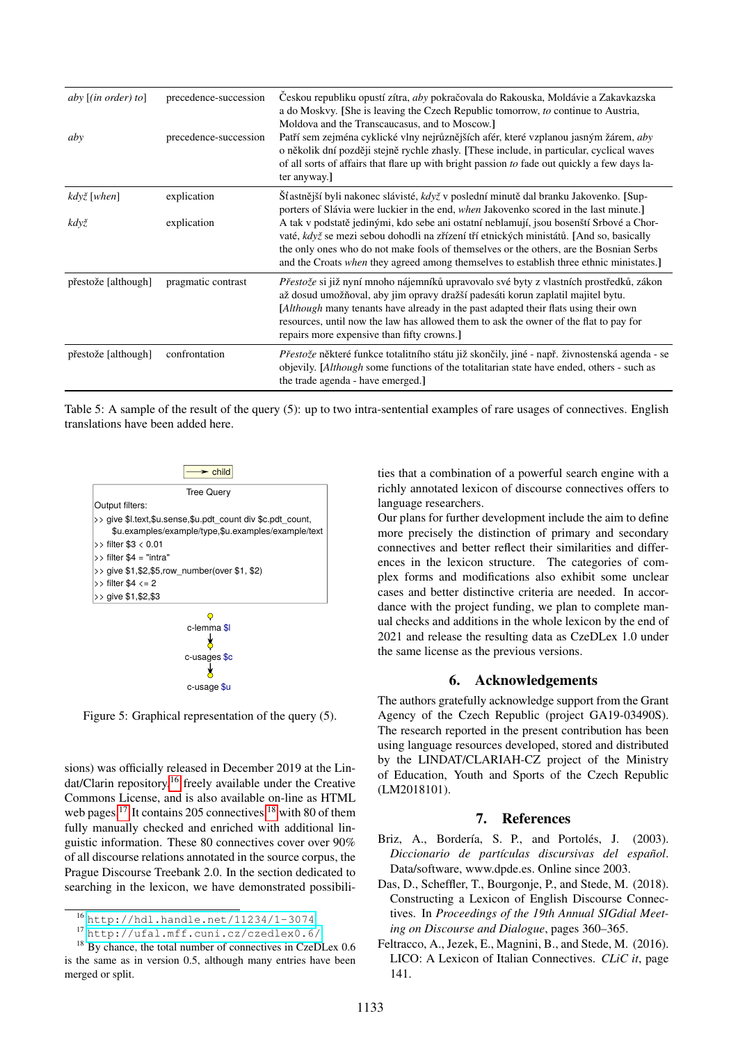| | | |
|---|---|---|
| *aby* [(*in order*) *to*] | precedence-succession | Českou republiku opustí zítra, *aby* pokračovala do Rakouska, Moldávie a Zakavkazska a do Moskvy. [She is leaving the Czech Republic tomorrow, *to* continue to Austria, Moldova and the Transcaucasus, and to Moscow.] |
| *aby* | precedence-succession | Patří sem zejména cyklické vlny nejrůznějších afér, které vzplanou jasným žárem, *aby* o několik dní později stejně rychle zhasly. [These include, in particular, cyclical waves of all sorts of affairs that flare up with bright passion *to* fade out quickly a few days later anyway.] |
| *když* [*when*] | explication | Šťastnější byli nakonec slávisté, *když* v poslední minutě dal branku Jakovenko. [Supporters of Slávia were luckier in the end, *when* Jakovenko scored in the last minute.] |
| *když* | explication | A tak v podstatě jedinými, kdo sebe ani ostatní neblamují, jsou bosenští Srbové a Chorvaté, *když* se mezi sebou dohodli na zřízení tří etnických ministátů. [And so, basically the only ones who do not make fools of themselves or the others, are the Bosnian Serbs and the Croats *when* they agreed among themselves to establish three ethnic ministates.] |
| přestože [although] | pragmatic contrast | *Přestože* si již nyní mnoho nájemníků upravovalo své byty z vlastních prostředků, zákon až dosud umožňoval, aby jim opravy dražší padesáti korun zaplatil majitel bytu. [*Although* many tenants have already in the past adapted their flats using their own resources, until now the law has allowed them to ask the owner of the flat to pay for repairs more expensive than fifty crowns.] |
| přestože [although] | confrontation | *Přestože* některé funkce totalitního státu již skončily, jiné - např. živnostenská agenda - se objevily. [*Although* some functions of the totalitarian state have ended, others - such as the trade agenda - have emerged.] |

Table 5: A sample of the result of the query (5): up to two intra-sentential examples of rare usages of connectives. English translations have been added here.

```
Tree Query
Output filters:
>> give $l.text,$u.sense,$u.pdt_count div $c.pdt_count,
   $u.examples/example/type,$u.examples/example/text
>> filter $3 < 0.01
>> filter $4 = "intra"
>> give $1,$2,$5,row_number(over $1, $2)
>> filter $4 <= 2
>> give $1,$2,$3

c-lemma $l
  -> c-usages $c
    -> c-usage $u
```

Figure 5: Graphical representation of the query (5).

sions) was officially released in December 2019 at the Lindat/Clarin repository,[16] freely available under the Creative Commons License, and is also available on-line as HTML web pages.[17] It contains 205 connectives,[18] with 80 of them fully manually checked and enriched with additional linguistic information. These 80 connectives cover over 90% of all discourse relations annotated in the source corpus, the Prague Discourse Treebank 2.0. In the section dedicated to searching in the lexicon, we have demonstrated possibilities that a combination of a powerful search engine with a richly annotated lexicon of discourse connectives offers to language researchers.

Our plans for further development include the aim to define more precisely the distinction of primary and secondary connectives and better reflect their similarities and differences in the lexicon structure. The categories of complex forms and modifications also exhibit some unclear cases and better distinctive criteria are needed. In accordance with the project funding, we plan to complete manual checks and additions in the whole lexicon by the end of 2021 and release the resulting data as CzeDLex 1.0 under the same license as the previous versions.

## 6. Acknowledgements

The authors gratefully acknowledge support from the Grant Agency of the Czech Republic (project GA19-03490S). The research reported in the present contribution has been using language resources developed, stored and distributed by the LINDAT/CLARIAH-CZ project of the Ministry of Education, Youth and Sports of the Czech Republic (LM2018101).

## 7. References

Briz, A., Bordería, S. P., and Portolés, J. (2003). *Diccionario de partículas discursivas del español*. Data/software, www.dpde.es. Online since 2003.

Das, D., Scheffler, T., Bourgonje, P., and Stede, M. (2018). Constructing a Lexicon of English Discourse Connectives. In *Proceedings of the 19th Annual SIGdial Meeting on Discourse and Dialogue*, pages 360–365.

Feltracco, A., Jezek, E., Magnini, B., and Stede, M. (2016). LICO: A Lexicon of Italian Connectives. *CLiC it*, page 141.

[16] http://hdl.handle.net/11234/1-3074

[17] http://ufal.mff.cuni.cz/czedlex0.6/

[18] By chance, the total number of connectives in CzeDLex 0.6 is the same as in version 0.5, although many entries have been merged or split.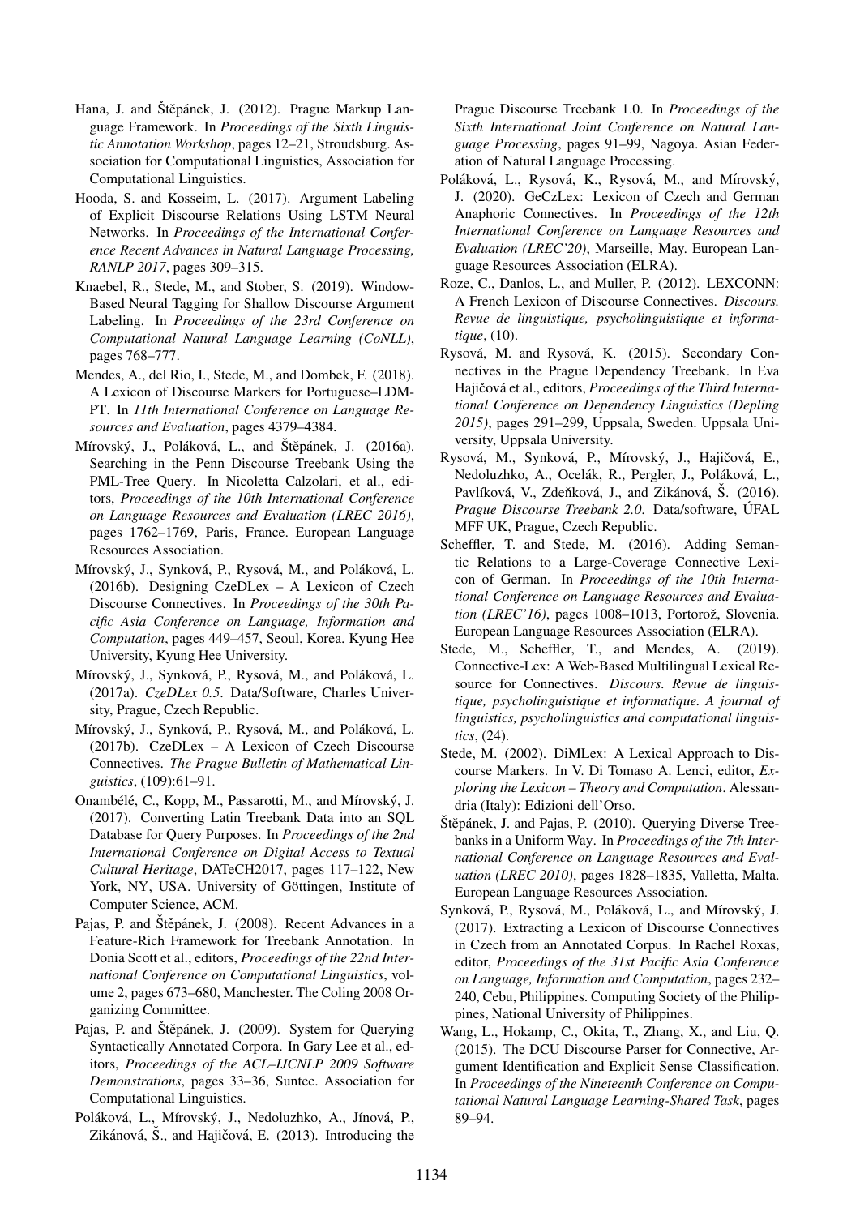Hana, J. and Štěpánek, J. (2012). Prague Markup Language Framework. In *Proceedings of the Sixth Linguistic Annotation Workshop*, pages 12–21, Stroudsburg. Association for Computational Linguistics, Association for Computational Linguistics.

Hooda, S. and Kosseim, L. (2017). Argument Labeling of Explicit Discourse Relations Using LSTM Neural Networks. In *Proceedings of the International Conference Recent Advances in Natural Language Processing, RANLP 2017*, pages 309–315.

Knaebel, R., Stede, M., and Stober, S. (2019). Window-Based Neural Tagging for Shallow Discourse Argument Labeling. In *Proceedings of the 23rd Conference on Computational Natural Language Learning (CoNLL)*, pages 768–777.

Mendes, A., del Rio, I., Stede, M., and Dombek, F. (2018). A Lexicon of Discourse Markers for Portuguese–LDM-PT. In *11th International Conference on Language Resources and Evaluation*, pages 4379–4384.

Mírovský, J., Poláková, L., and Štěpánek, J. (2016a). Searching in the Penn Discourse Treebank Using the PML-Tree Query. In Nicoletta Calzolari, et al., editors, *Proceedings of the 10th International Conference on Language Resources and Evaluation (LREC 2016)*, pages 1762–1769, Paris, France. European Language Resources Association.

Mírovský, J., Synková, P., Rysová, M., and Poláková, L. (2016b). Designing CzeDLex – A Lexicon of Czech Discourse Connectives. In *Proceedings of the 30th Pacific Asia Conference on Language, Information and Computation*, pages 449–457, Seoul, Korea. Kyung Hee University, Kyung Hee University.

Mírovský, J., Synková, P., Rysová, M., and Poláková, L. (2017a). *CzeDLex 0.5*. Data/Software, Charles University, Prague, Czech Republic.

Mírovský, J., Synková, P., Rysová, M., and Poláková, L. (2017b). CzeDLex – A Lexicon of Czech Discourse Connectives. *The Prague Bulletin of Mathematical Linguistics*, (109):61–91.

Onambélé, C., Kopp, M., Passarotti, M., and Mírovský, J. (2017). Converting Latin Treebank Data into an SQL Database for Query Purposes. In *Proceedings of the 2nd International Conference on Digital Access to Textual Cultural Heritage*, DATeCH2017, pages 117–122, New York, NY, USA. University of Göttingen, Institute of Computer Science, ACM.

Pajas, P. and Štěpánek, J. (2008). Recent Advances in a Feature-Rich Framework for Treebank Annotation. In Donia Scott et al., editors, *Proceedings of the 22nd International Conference on Computational Linguistics*, volume 2, pages 673–680, Manchester. The Coling 2008 Organizing Committee.

Pajas, P. and Štěpánek, J. (2009). System for Querying Syntactically Annotated Corpora. In Gary Lee et al., editors, *Proceedings of the ACL–IJCNLP 2009 Software Demonstrations*, pages 33–36, Suntec. Association for Computational Linguistics.

Poláková, L., Mírovský, J., Nedoluzhko, A., Jínová, P., Zikánová, Š., and Hajičová, E. (2013). Introducing the Prague Discourse Treebank 1.0. In *Proceedings of the Sixth International Joint Conference on Natural Language Processing*, pages 91–99, Nagoya. Asian Federation of Natural Language Processing.

Poláková, L., Rysová, K., Rysová, M., and Mírovský, J. (2020). GeCzLex: Lexicon of Czech and German Anaphoric Connectives. In *Proceedings of the 12th International Conference on Language Resources and Evaluation (LREC'20)*, Marseille, May. European Language Resources Association (ELRA).

Roze, C., Danlos, L., and Muller, P. (2012). LEXCONN: A French Lexicon of Discourse Connectives. *Discours. Revue de linguistique, psycholinguistique et informatique*, (10).

Rysová, M. and Rysová, K. (2015). Secondary Connectives in the Prague Dependency Treebank. In Eva Hajičová et al., editors, *Proceedings of the Third International Conference on Dependency Linguistics (Depling 2015)*, pages 291–299, Uppsala, Sweden. Uppsala University, Uppsala University.

Rysová, M., Synková, P., Mírovský, J., Hajičová, E., Nedoluzhko, A., Ocelák, R., Pergler, J., Poláková, L., Pavlíková, V., Zdeňková, J., and Zikánová, Š. (2016). *Prague Discourse Treebank 2.0*. Data/software, ÚFAL MFF UK, Prague, Czech Republic.

Scheffler, T. and Stede, M. (2016). Adding Semantic Relations to a Large-Coverage Connective Lexicon of German. In *Proceedings of the 10th International Conference on Language Resources and Evaluation (LREC'16)*, pages 1008–1013, Portorož, Slovenia. European Language Resources Association (ELRA).

Stede, M., Scheffler, T., and Mendes, A. (2019). Connective-Lex: A Web-Based Multilingual Lexical Resource for Connectives. *Discours. Revue de linguistique, psycholinguistique et informatique. A journal of linguistics, psycholinguistics and computational linguistics*, (24).

Stede, M. (2002). DiMLex: A Lexical Approach to Discourse Markers. In V. Di Tomaso A. Lenci, editor, *Exploring the Lexicon – Theory and Computation*. Alessandria (Italy): Edizioni dell'Orso.

Štěpánek, J. and Pajas, P. (2010). Querying Diverse Treebanks in a Uniform Way. In *Proceedings of the 7th International Conference on Language Resources and Evaluation (LREC 2010)*, pages 1828–1835, Valletta, Malta. European Language Resources Association.

Synková, P., Rysová, M., Poláková, L., and Mírovský, J. (2017). Extracting a Lexicon of Discourse Connectives in Czech from an Annotated Corpus. In Rachel Roxas, editor, *Proceedings of the 31st Pacific Asia Conference on Language, Information and Computation*, pages 232–240, Cebu, Philippines. Computing Society of the Philippines, National University of Philippines.

Wang, L., Hokamp, C., Okita, T., Zhang, X., and Liu, Q. (2015). The DCU Discourse Parser for Connective, Argument Identification and Explicit Sense Classification. In *Proceedings of the Nineteenth Conference on Computational Natural Language Learning-Shared Task*, pages 89–94.